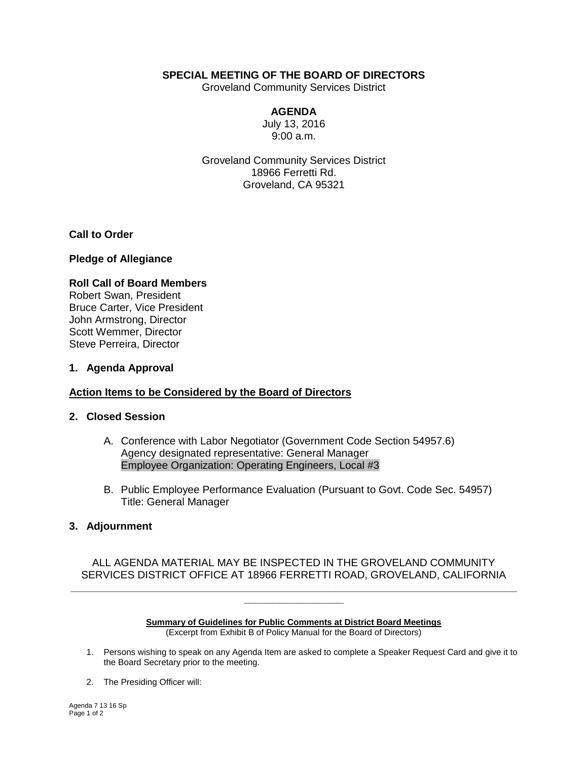**SPECIAL MEETING OF THE BOARD OF DIRECTORS**
Groveland Community Services District

**AGENDA**
July 13, 2016
9:00 a.m.

Groveland Community Services District
18966 Ferretti Rd.
Groveland, CA 95321

**Call to Order**

**Pledge of Allegiance**

**Roll Call of Board Members**
Robert Swan, President
Bruce Carter, Vice President
John Armstrong, Director
Scott Wemmer, Director
Steve Perreira, Director

**1. Agenda Approval**

**Action Items to be Considered by the Board of Directors**

**2. Closed Session**

A. Conference with Labor Negotiator (Government Code Section 54957.6)
Agency designated representative: General Manager
Employee Organization: Operating Engineers, Local #3

B. Public Employee Performance Evaluation (Pursuant to Govt. Code Sec. 54957)
Title: General Manager

**3. Adjournment**

ALL AGENDA MATERIAL MAY BE INSPECTED IN THE GROVELAND COMMUNITY SERVICES DISTRICT OFFICE AT 18966 FERRETTI ROAD, GROVELAND, CALIFORNIA

---

**Summary of Guidelines for Public Comments at District Board Meetings**
(Excerpt from Exhibit B of Policy Manual for the Board of Directors)

1. Persons wishing to speak on any Agenda Item are asked to complete a Speaker Request Card and give it to the Board Secretary prior to the meeting.

2. The Presiding Officer will: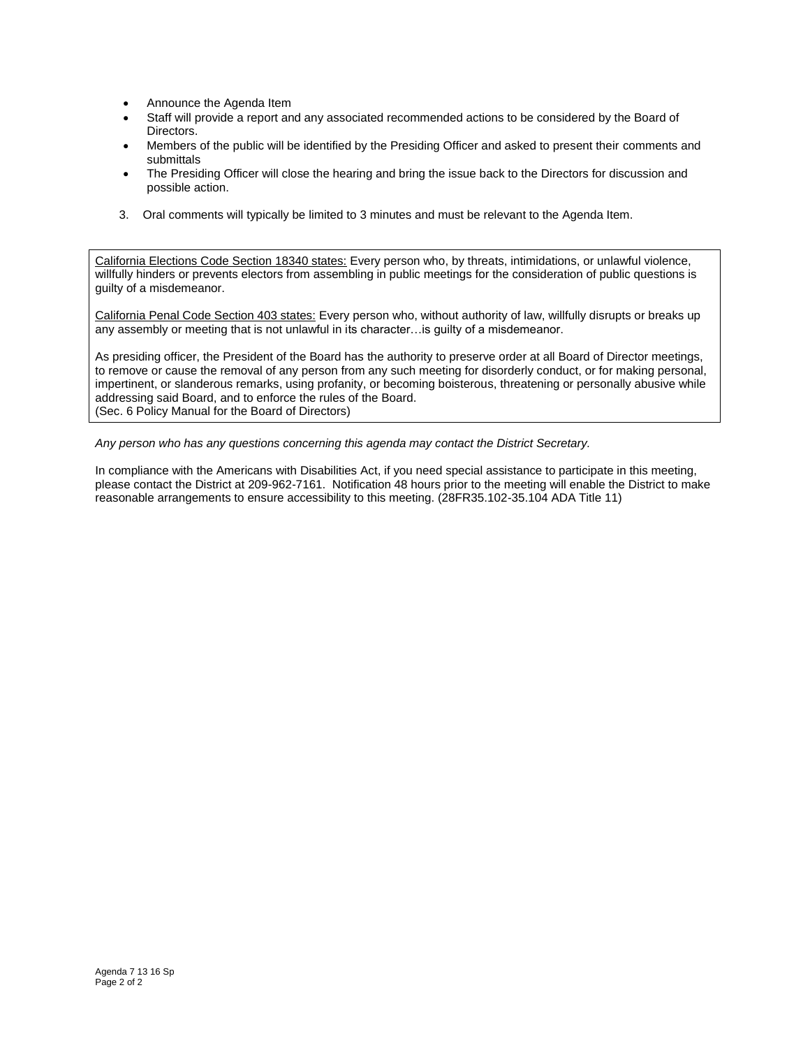- Announce the Agenda Item
- Staff will provide a report and any associated recommended actions to be considered by the Board of Directors.
- Members of the public will be identified by the Presiding Officer and asked to present their comments and submittals
- The Presiding Officer will close the hearing and bring the issue back to the Directors for discussion and possible action.

3. Oral comments will typically be limited to 3 minutes and must be relevant to the Agenda Item.

California Elections Code Section 18340 states: Every person who, by threats, intimidations, or unlawful violence, willfully hinders or prevents electors from assembling in public meetings for the consideration of public questions is guilty of a misdemeanor.

California Penal Code Section 403 states: Every person who, without authority of law, willfully disrupts or breaks up any assembly or meeting that is not unlawful in its character…is guilty of a misdemeanor.

As presiding officer, the President of the Board has the authority to preserve order at all Board of Director meetings, to remove or cause the removal of any person from any such meeting for disorderly conduct, or for making personal, impertinent, or slanderous remarks, using profanity, or becoming boisterous, threatening or personally abusive while addressing said Board, and to enforce the rules of the Board.
(Sec. 6 Policy Manual for the Board of Directors)

*Any person who has any questions concerning this agenda may contact the District Secretary.*

In compliance with the Americans with Disabilities Act, if you need special assistance to participate in this meeting, please contact the District at 209-962-7161. Notification 48 hours prior to the meeting will enable the District to make reasonable arrangements to ensure accessibility to this meeting. (28FR35.102-35.104 ADA Title 11)

Agenda 7 13 16 Sp